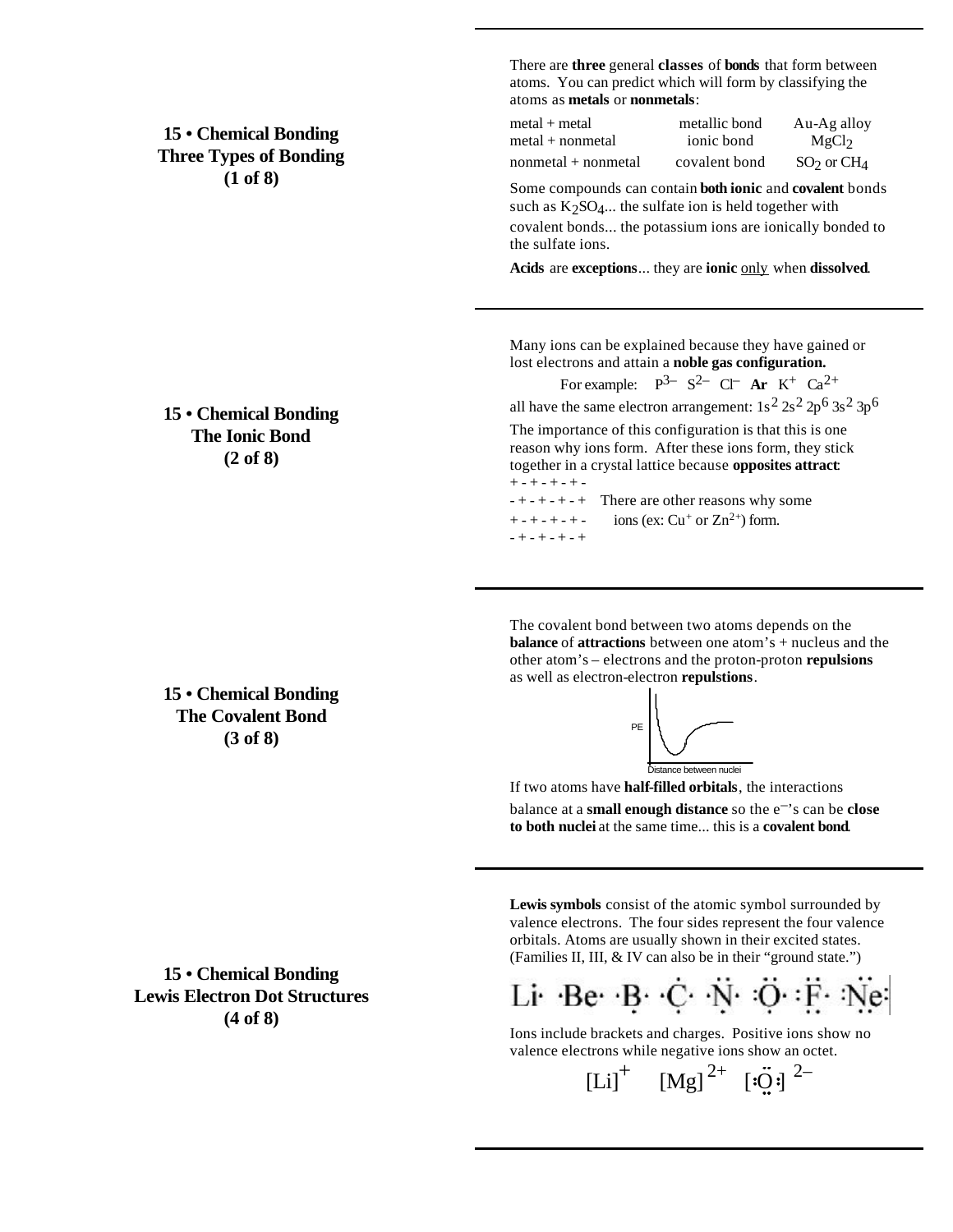## 15 • Chemical Bonding
## Three Types of Bonding
## (1 of 8)

There are **three** general **classes** of **bonds** that form between atoms. You can predict which will form by classifying the atoms as **metals** or **nonmetals**:

| | | |
|---|---|---|
| metal + metal | metallic bond | Au-Ag alloy |
| metal + nonmetal | ionic bond | $MgCl_2$ |
| nonmetal + nonmetal | covalent bond | $SO_2$ or $CH_4$ |

Some compounds can contain **both ionic** and **covalent** bonds such as $K_2SO_4$... the sulfate ion is held together with covalent bonds... the potassium ions are ionically bonded to the sulfate ions.

**Acids** are **exceptions**... they are **ionic** only when **dissolved**.

## 15 • Chemical Bonding
## The Ionic Bond
## (2 of 8)

Many ions can be explained because they have gained or lost electrons and attain a **noble gas configuration.**

For example: $P^{3-}$ $S^{2-}$ $Cl^{-}$ **Ar** $K^{+}$ $Ca^{2+}$

all have the same electron arrangement: $1s^2\ 2s^2\ 2p^6\ 3s^2\ 3p^6$

The importance of this configuration is that this is one reason why ions form. After these ions form, they stick together in a crystal lattice because **opposites attract**:

```
+ - + - + - + -
- + - + - + - +
+ - + - + - + -
- + - + - + - +
```

There are other reasons why some ions (ex: $Cu^{+}$ or $Zn^{2+}$) form.

## 15 • Chemical Bonding
## The Covalent Bond
## (3 of 8)

The covalent bond between two atoms depends on the **balance** of **attractions** between one atom's + nucleus and the other atom's – electrons and the proton-proton **repulsions** as well as electron-electron **repulstions**.

PE

Distance between nuclei

If two atoms have **half-filled orbitals**, the interactions balance at a **small enough distance** so the $e^{-}$'s can be **close to both nuclei** at the same time... this is a **covalent bond**.

## 15 • Chemical Bonding
## Lewis Electron Dot Structures
## (4 of 8)

**Lewis symbols** consist of the atomic symbol surrounded by valence electrons. The four sides represent the four valence orbitals. Atoms are usually shown in their excited states. (Families II, III, & IV can also be in their "ground state.")

Li· ·Be· ·B· ·C· ·N· :O· :F· :Ne:

Ions include brackets and charges. Positive ions show no valence electrons while negative ions show an octet.

$[Li]^{+}$ $[Mg]^{2+}$ $[:\ddot{O}:]^{2-}$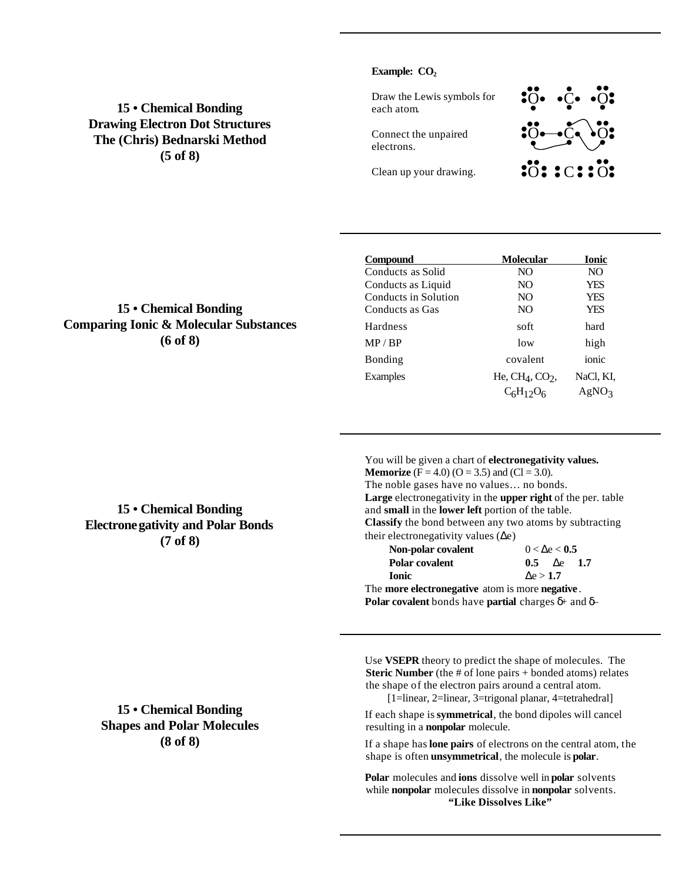## 15 • Chemical Bonding
## Drawing Electron Dot Structures
## The (Chris) Bednarski Method
## (5 of 8)

**Example: $CO_2$**

Draw the Lewis symbols for each atom.

Connect the unpaired electrons.

Clean up your drawing.

## 15 • Chemical Bonding
## Comparing Ionic & Molecular Substances
## (6 of 8)

| Compound | Molecular | Ionic |
|---|---|---|
| Conducts as Solid | NO | NO |
| Conducts as Liquid | NO | YES |
| Conducts in Solution | NO | YES |
| Conducts as Gas | NO | YES |
| Hardness | soft | hard |
| MP / BP | low | high |
| Bonding | covalent | ionic |
| Examples | He, $CH_4$, $CO_2$, $C_6H_{12}O_6$ | NaCl, KI, $AgNO_3$ |

## 15 • Chemical Bonding
## Electronegativity and Polar Bonds
## (7 of 8)

You will be given a chart of **electronegativity values.**
**Memorize** (F = 4.0) (O = 3.5) and (Cl = 3.0).
The noble gases have no values… no bonds.
**Large** electronegativity in the **upper right** of the per. table and **small** in the **lower left** portion of the table.
**Classify** the bond between any two atoms by subtracting their electronegativity values ($\Delta e$)

| | |
|---|---|
| **Non-polar covalent** | $0 < \Delta e < \mathbf{0.5}$ |
| **Polar covalent** | $\mathbf{0.5} \leq \Delta e \leq \mathbf{1.7}$ |
| **Ionic** | $\Delta e > \mathbf{1.7}$ |

The **more electronegative** atom is more **negative**.
**Polar covalent** bonds have **partial** charges $\delta+$ and $\delta-$

## 15 • Chemical Bonding
## Shapes and Polar Molecules
## (8 of 8)

Use **VSEPR** theory to predict the shape of molecules. The **Steric Number** (the # of lone pairs + bonded atoms) relates the shape of the electron pairs around a central atom.
[1=linear, 2=linear, 3=trigonal planar, 4=tetrahedral]

If each shape is **symmetrical**, the bond dipoles will cancel resulting in a **nonpolar** molecule.

If a shape has **lone pairs** of electrons on the central atom, the shape is often **unsymmetrical**, the molecule is **polar**.

**Polar** molecules and **ions** dissolve well in **polar** solvents while **nonpolar** molecules dissolve in **nonpolar** solvents.
**"Like Dissolves Like"**